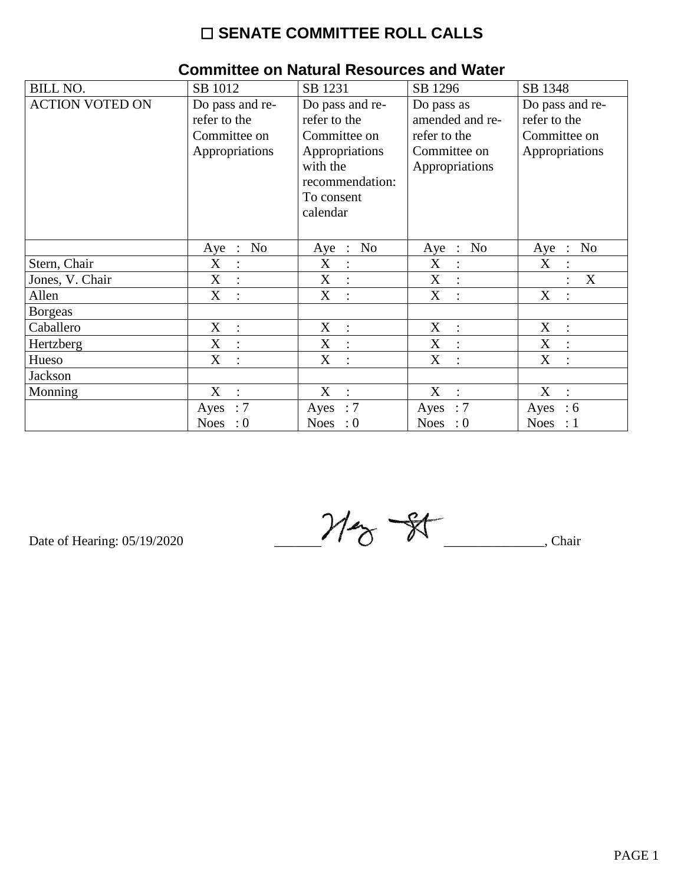# ☐ SENATE COMMITTEE ROLL CALLS

## Committee on Natural Resources and Water

| BILL NO. | SB 1012 | SB 1231 | SB 1296 | SB 1348 |
|---|---|---|---|---|
| ACTION VOTED ON | Do pass and re-refer to the Committee on Appropriations | Do pass and re-refer to the Committee on Appropriations with the recommendation: To consent calendar | Do pass as amended and re-refer to the Committee on Appropriations | Do pass and re-refer to the Committee on Appropriations |
| | Aye : No | Aye : No | Aye : No | Aye : No |
| Stern, Chair | X : | X : | X : | X : |
| Jones, V. Chair | X : | X : | X : | : X |
| Allen | X : | X : | X : | X : |
| Borgeas | | | | |
| Caballero | X : | X : | X : | X : |
| Hertzberg | X : | X : | X : | X : |
| Hueso | X : | X : | X : | X : |
| Jackson | | | | |
| Monning | X : | X : | X : | X : |
| | Ayes : 7 Noes : 0 | Ayes : 7 Noes : 0 | Ayes : 7 Noes : 0 | Ayes : 6 Noes : 1 |

Date of Hearing: 05/19/2020

_______________________________, Chair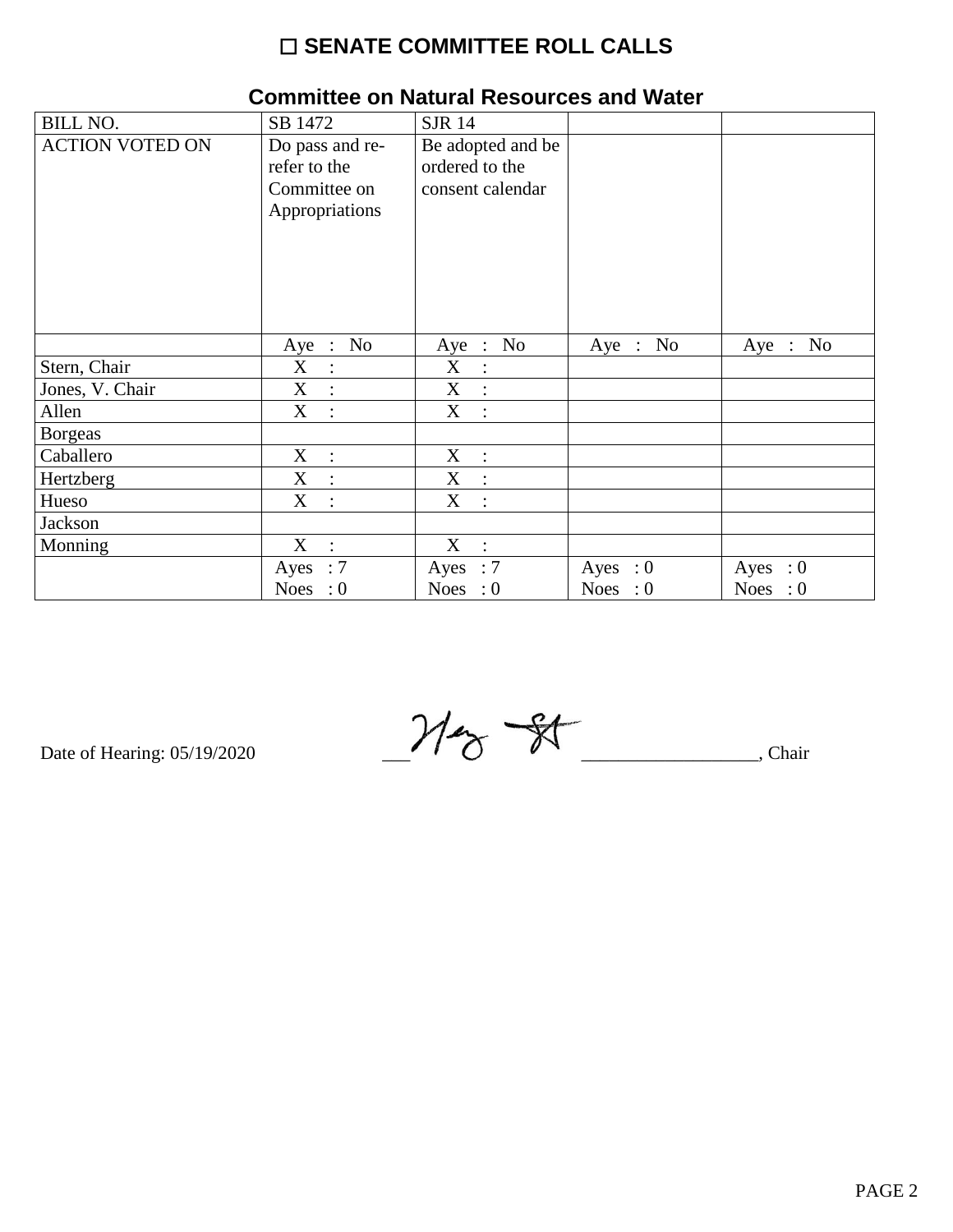# ☐ SENATE COMMITTEE ROLL CALLS

## Committee on Natural Resources and Water

| BILL NO. | SB 1472 | SJR 14 | | |
|---|---|---|---|---|
| ACTION VOTED ON | Do pass and re-refer to the Committee on Appropriations | Be adopted and be ordered to the consent calendar | | |
| | Aye : No | Aye : No | Aye : No | Aye : No |
| Stern, Chair | X : | X : | | |
| Jones, V. Chair | X : | X : | | |
| Allen | X : | X : | | |
| Borgeas | | | | |
| Caballero | X : | X : | | |
| Hertzberg | X : | X : | | |
| Hueso | X : | X : | | |
| Jackson | | | | |
| Monning | X : | X : | | |
| | Ayes : 7<br>Noes : 0 | Ayes : 7<br>Noes : 0 | Ayes : 0<br>Noes : 0 | Ayes : 0<br>Noes : 0 |

Date of Hearing: 05/19/2020 ______________________________, Chair